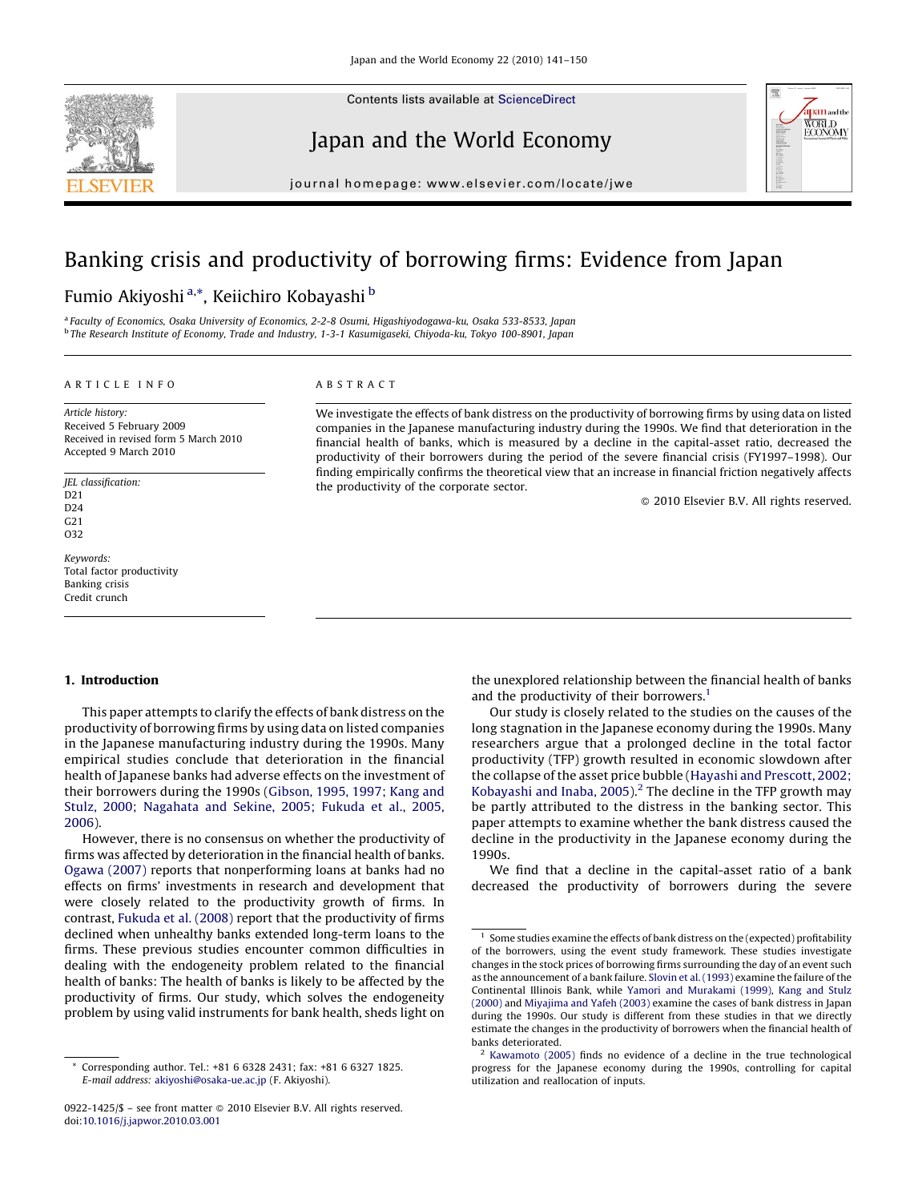# Banking crisis and productivity of borrowing firms: Evidence from Japan

Fumio Akiyoshi [a,*], Keiichiro Kobayashi [b]

[a] Faculty of Economics, Osaka University of Economics, 2-2-8 Osumi, Higashiyodogawa-ku, Osaka 533-8533, Japan
[b] The Research Institute of Economy, Trade and Industry, 1-3-1 Kasumigaseki, Chiyoda-ku, Tokyo 100-8901, Japan

**ARTICLE INFO**

*Article history:*
Received 5 February 2009
Received in revised form 5 March 2010
Accepted 9 March 2010

*JEL classification:*
D21
D24
G21
O32

*Keywords:*
Total factor productivity
Banking crisis
Credit crunch

**ABSTRACT**

We investigate the effects of bank distress on the productivity of borrowing firms by using data on listed companies in the Japanese manufacturing industry during the 1990s. We find that deterioration in the financial health of banks, which is measured by a decline in the capital-asset ratio, decreased the productivity of their borrowers during the period of the severe financial crisis (FY1997–1998). Our finding empirically confirms the theoretical view that an increase in financial friction negatively affects the productivity of the corporate sector.

© 2010 Elsevier B.V. All rights reserved.

## 1. Introduction

This paper attempts to clarify the effects of bank distress on the productivity of borrowing firms by using data on listed companies in the Japanese manufacturing industry during the 1990s. Many empirical studies conclude that deterioration in the financial health of Japanese banks had adverse effects on the investment of their borrowers during the 1990s (Gibson, 1995, 1997; Kang and Stulz, 2000; Nagahata and Sekine, 2005; Fukuda et al., 2005, 2006).

However, there is no consensus on whether the productivity of firms was affected by deterioration in the financial health of banks. Ogawa (2007) reports that nonperforming loans at banks had no effects on firms' investments in research and development that were closely related to the productivity growth of firms. In contrast, Fukuda et al. (2008) report that the productivity of firms declined when unhealthy banks extended long-term loans to the firms. These previous studies encounter common difficulties in dealing with the endogeneity problem related to the financial health of banks: The health of banks is likely to be affected by the productivity of firms. Our study, which solves the endogeneity problem by using valid instruments for bank health, sheds light on the unexplored relationship between the financial health of banks and the productivity of their borrowers.[1]

Our study is closely related to the studies on the causes of the long stagnation in the Japanese economy during the 1990s. Many researchers argue that a prolonged decline in the total factor productivity (TFP) growth resulted in economic slowdown after the collapse of the asset price bubble (Hayashi and Prescott, 2002; Kobayashi and Inaba, 2005).[2] The decline in the TFP growth may be partly attributed to the distress in the banking sector. This paper attempts to examine whether the bank distress caused the decline in the productivity in the Japanese economy during the 1990s.

We find that a decline in the capital-asset ratio of a bank decreased the productivity of borrowers during the severe

---

[1] Some studies examine the effects of bank distress on the (expected) profitability of the borrowers, using the event study framework. These studies investigate changes in the stock prices of borrowing firms surrounding the day of an event such as the announcement of a bank failure. Slovin et al. (1993) examine the failure of the Continental Illinois Bank, while Yamori and Murakami (1999), Kang and Stulz (2000) and Miyajima and Yafeh (2003) examine the cases of bank distress in Japan during the 1990s. Our study is different from these studies in that we directly estimate the changes in the productivity of borrowers when the financial health of banks deteriorated.

[2] Kawamoto (2005) finds no evidence of a decline in the true technological progress for the Japanese economy during the 1990s, controlling for capital utilization and reallocation of inputs.

---

* Corresponding author. Tel.: +81 6 6328 2431; fax: +81 6 6327 1825.
E-mail address: akiyoshi@osaka-ue.ac.jp (F. Akiyoshi).

0922-1425/$ – see front matter © 2010 Elsevier B.V. All rights reserved.
doi:10.1016/j.japwor.2010.03.001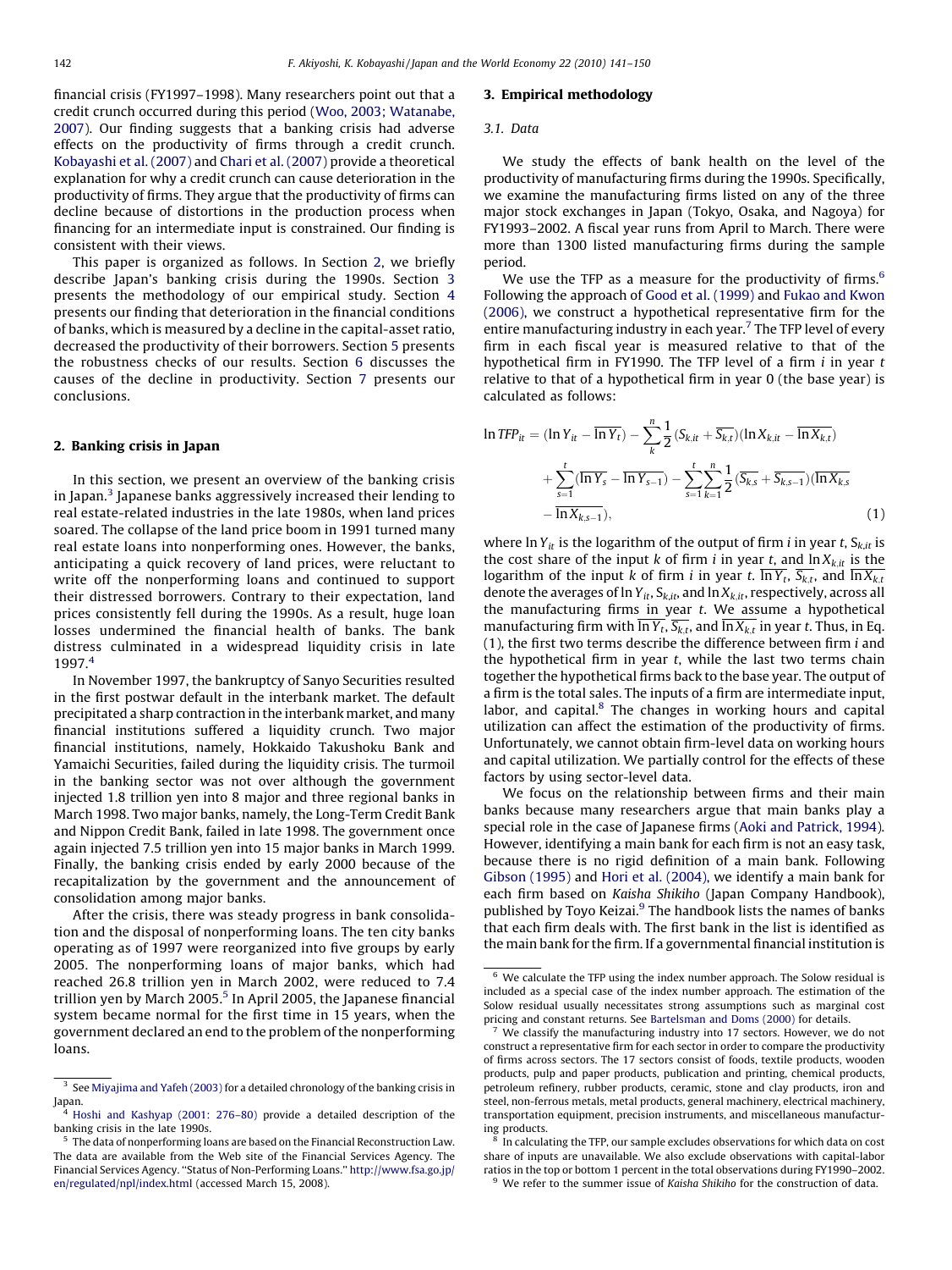financial crisis (FY1997–1998). Many researchers point out that a credit crunch occurred during this period (Woo, 2003; Watanabe, 2007). Our finding suggests that a banking crisis had adverse effects on the productivity of firms through a credit crunch. Kobayashi et al. (2007) and Chari et al. (2007) provide a theoretical explanation for why a credit crunch can cause deterioration in the productivity of firms. They argue that the productivity of firms can decline because of distortions in the production process when financing for an intermediate input is constrained. Our finding is consistent with their views.

This paper is organized as follows. In Section 2, we briefly describe Japan's banking crisis during the 1990s. Section 3 presents the methodology of our empirical study. Section 4 presents our finding that deterioration in the financial conditions of banks, which is measured by a decline in the capital-asset ratio, decreased the productivity of their borrowers. Section 5 presents the robustness checks of our results. Section 6 discusses the causes of the decline in productivity. Section 7 presents our conclusions.

## 2. Banking crisis in Japan

In this section, we present an overview of the banking crisis in Japan.[3] Japanese banks aggressively increased their lending to real estate-related industries in the late 1980s, when land prices soared. The collapse of the land price boom in 1991 turned many real estate loans into nonperforming ones. However, the banks, anticipating a quick recovery of land prices, were reluctant to write off the nonperforming loans and continued to support their distressed borrowers. Contrary to their expectation, land prices consistently fell during the 1990s. As a result, huge loan losses undermined the financial health of banks. The bank distress culminated in a widespread liquidity crisis in late 1997.[4]

In November 1997, the bankruptcy of Sanyo Securities resulted in the first postwar default in the interbank market. The default precipitated a sharp contraction in the interbank market, and many financial institutions suffered a liquidity crunch. Two major financial institutions, namely, Hokkaido Takushoku Bank and Yamaichi Securities, failed during the liquidity crisis. The turmoil in the banking sector was not over although the government injected 1.8 trillion yen into 8 major and three regional banks in March 1998. Two major banks, namely, the Long-Term Credit Bank and Nippon Credit Bank, failed in late 1998. The government once again injected 7.5 trillion yen into 15 major banks in March 1999. Finally, the banking crisis ended by early 2000 because of the recapitalization by the government and the announcement of consolidation among major banks.

After the crisis, there was steady progress in bank consolidation and the disposal of nonperforming loans. The ten city banks operating as of 1997 were reorganized into five groups by early 2005. The nonperforming loans of major banks, which had reached 26.8 trillion yen in March 2002, were reduced to 7.4 trillion yen by March 2005.[5] In April 2005, the Japanese financial system became normal for the first time in 15 years, when the government declared an end to the problem of the nonperforming loans.

## 3. Empirical methodology

### 3.1. Data

We study the effects of bank health on the level of the productivity of manufacturing firms during the 1990s. Specifically, we examine the manufacturing firms listed on any of the three major stock exchanges in Japan (Tokyo, Osaka, and Nagoya) for FY1993–2002. A fiscal year runs from April to March. There were more than 1300 listed manufacturing firms during the sample period.

We use the TFP as a measure for the productivity of firms.[6] Following the approach of Good et al. (1999) and Fukao and Kwon (2006), we construct a hypothetical representative firm for the entire manufacturing industry in each year.[7] The TFP level of every firm in each fiscal year is measured relative to that of the hypothetical firm in FY1990. The TFP level of a firm $i$ in year $t$ relative to that of a hypothetical firm in year 0 (the base year) is calculated as follows:

$$\ln TFP_{it} = (\ln Y_{it} - \overline{\ln Y_t}) - \sum_{k}^{n} \frac{1}{2}(S_{k,it} + \overline{S_{k,t}})(\ln X_{k,it} - \overline{\ln X_{k,t}}) + \sum_{s=1}^{t}(\overline{\ln Y_s} - \overline{\ln Y_{s-1}}) - \sum_{s=1}^{t}\sum_{k=1}^{n}\frac{1}{2}(\overline{S_{k,s}} + \overline{S_{k,s-1}})(\overline{\ln X_{k,s}} - \overline{\ln X_{k,s-1}}), \tag{1}$$

where $\ln Y_{it}$ is the logarithm of the output of firm $i$ in year $t$, $S_{k,it}$ is the cost share of the input $k$ of firm $i$ in year $t$, and $\ln X_{k,it}$ is the logarithm of the input $k$ of firm $i$ in year $t$. $\overline{\ln Y_t}$, $\overline{S_{k,t}}$, and $\overline{\ln X_{k,t}}$ denote the averages of $\ln Y_{it}$, $S_{k,it}$, and $\ln X_{k,it}$, respectively, across all the manufacturing firms in year $t$. We assume a hypothetical manufacturing firm with $\overline{\ln Y_t}$, $\overline{S_{k,t}}$, and $\overline{\ln X_{k,t}}$ in year $t$. Thus, in Eq. (1), the first two terms describe the difference between firm $i$ and the hypothetical firm in year $t$, while the last two terms chain together the hypothetical firms back to the base year. The output of a firm is the total sales. The inputs of a firm are intermediate input, labor, and capital.[8] The changes in working hours and capital utilization can affect the estimation of the productivity of firms. Unfortunately, we cannot obtain firm-level data on working hours and capital utilization. We partially control for the effects of these factors by using sector-level data.

We focus on the relationship between firms and their main banks because many researchers argue that main banks play a special role in the case of Japanese firms (Aoki and Patrick, 1994). However, identifying a main bank for each firm is not an easy task, because there is no rigid definition of a main bank. Following Gibson (1995) and Hori et al. (2004), we identify a main bank for each firm based on *Kaisha Shikiho* (Japan Company Handbook), published by Toyo Keizai.[9] The handbook lists the names of banks that each firm deals with. The first bank in the list is identified as the main bank for the firm. If a governmental financial institution is

---

[3] See Miyajima and Yafeh (2003) for a detailed chronology of the banking crisis in Japan.

[4] Hoshi and Kashyap (2001: 276–80) provide a detailed description of the banking crisis in the late 1990s.

[5] The data of nonperforming loans are based on the Financial Reconstruction Law. The data are available from the Web site of the Financial Services Agency. The Financial Services Agency. "Status of Non-Performing Loans." http://www.fsa.go.jp/en/regulated/npl/index.html (accessed March 15, 2008).

[6] We calculate the TFP using the index number approach. The Solow residual is included as a special case of the index number approach. The estimation of the Solow residual usually necessitates strong assumptions such as marginal cost pricing and constant returns. See Bartelsman and Doms (2000) for details.

[7] We classify the manufacturing industry into 17 sectors. However, we do not construct a representative firm for each sector in order to compare the productivity of firms across sectors. The 17 sectors consist of foods, textile products, wooden products, pulp and paper products, publication and printing, chemical products, petroleum refinery, rubber products, ceramic, stone and clay products, iron and steel, non-ferrous metals, metal products, general machinery, electrical machinery, transportation equipment, precision instruments, and miscellaneous manufacturing products.

[8] In calculating the TFP, our sample excludes observations for which data on cost share of inputs are unavailable. We also exclude observations with capital-labor ratios in the top or bottom 1 percent in the total observations during FY1990–2002.

[9] We refer to the summer issue of *Kaisha Shikiho* for the construction of data.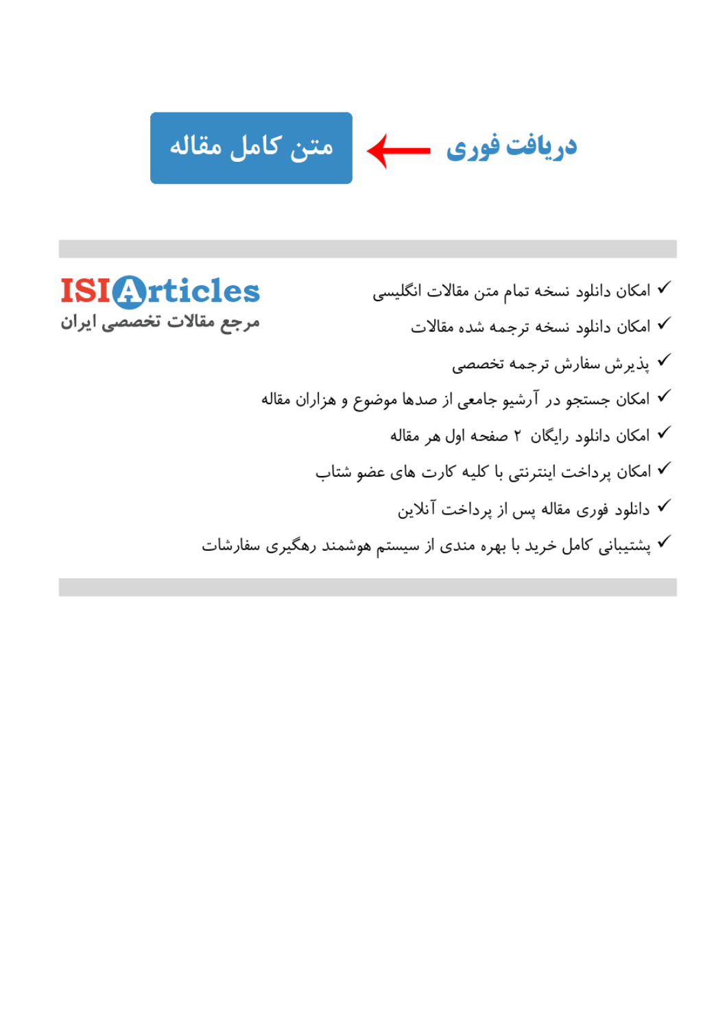دریافت فوری ← **متن کامل مقاله**

**ISIArticles**
مرجع مقالات تخصصی ایران

- ✓ امکان دانلود نسخه تمام متن مقالات انگلیسی
- ✓ امکان دانلود نسخه ترجمه شده مقالات
- ✓ پذیرش سفارش ترجمه تخصصی
- ✓ امکان جستجو در آرشیو جامعی از صدها موضوع و هزاران مقاله
- ✓ امکان دانلود رایگان ۲ صفحه اول هر مقاله
- ✓ امکان پرداخت اینترنتی با کلیه کارت های عضو شتاب
- ✓ دانلود فوری مقاله پس از پرداخت آنلاین
- ✓ پشتیبانی کامل خرید با بهره مندی از سیستم هوشمند رهگیری سفارشات